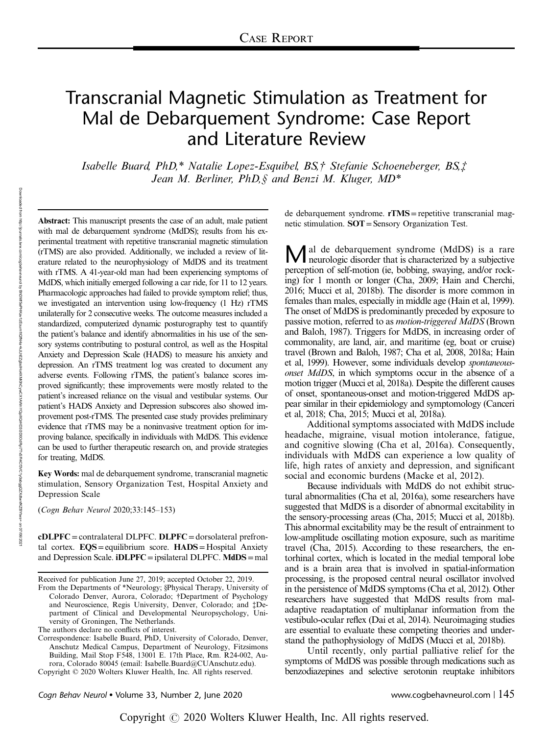# Transcranial Magnetic Stimulation as Treatment for Mal de Debarquement Syndrome: Case Report and Literature Review

*Isabelle Buard, PhD,\* Natalie Lopez-Esquibel, BS,† Stefanie Schoeneberger, BS,‡ Jean M. Berliner, PhD,§ and Benzi M. Kluger, MD\**

**Abstract:** This manuscript presents the case of an adult, male patient with mal de debarquement syndrome (MdDS); results from his experimental treatment with repetitive transcranial magnetic stimulation (rTMS) are also provided. Additionally, we included a review of literature related to the neurophysiology of MdDS and its treatment with rTMS. A 41-year-old man had been experiencing symptoms of MdDS, which initially emerged following a car ride, for 11 to 12 years. Pharmacologic approaches had failed to provide symptom relief; thus, we investigated an intervention using low-frequency (1 Hz) rTMS unilaterally for 2 consecutive weeks. The outcome measures included a standardized, computerized dynamic posturography test to quantify the patient's balance and identify abnormalities in his use of the sensory systems contributing to postural control, as well as the Hospital Anxiety and Depression Scale (HADS) to measure his anxiety and depression. An rTMS treatment log was created to document any adverse events. Following rTMS, the patient's balance scores improved significantly; these improvements were mostly related to the patient's increased reliance on the visual and vestibular systems. Our patient's HADS Anxiety and Depression subscores also showed improvement post-rTMS. The presented case study provides preliminary evidence that rTMS may be a noninvasive treatment option for improving balance, specifically in individuals with MdDS. This evidence can be used to further therapeutic research on, and provide strategies for treating, MdDS.

**Key Words:** mal de debarquement syndrome, transcranial magnetic stimulation, Sensory Organization Test, Hospital Anxiety and Depression Scale

(*Cogn Behav Neurol* 2020;33:145–153)

**cDLPFC** = contralateral DLPFC. **DLPFC** = dorsolateral prefrontal cortex. **EQS** = equilibrium score. **HADS** = Hospital Anxiety and Depression Scale. **iDLPFC** = ipsilateral DLPFC. **MdDS** = mal de debarquement syndrome. **rTMS** = repetitive transcranial magnetic stimulation. **SOT** = Sensory Organization Test.

Received for publication June 27, 2019; accepted October 22, 2019.

From the Departments of \*Neurology; §Physical Therapy, University of Colorado Denver, Aurora, Colorado; †Department of Psychology and Neuroscience, Regis University, Denver, Colorado; and ‡Department of Clinical and Developmental Neuropsychology, University of Groningen, The Netherlands.

The authors declare no conflicts of interest.

Correspondence: Isabelle Buard, PhD, University of Colorado, Denver, Anschutz Medical Campus, Department of Neurology, Fitzsimons Building, Mail Stop F548, 13001 E. 17th Place, Rm. R24-002, Aurora, Colorado 80045 (email: Isabelle.Buard@CUAnschutz.edu).

Copyright © 2020 Wolters Kluwer Health, Inc. All rights reserved.

Mal de debarquement syndrome (MdDS) is a rare neurologic disorder that is characterized by a subjective perception of self-motion (ie, bobbing, swaying, and/or rocking) for 1 month or longer (Cha, 2009; Hain and Cherchi, 2016; Mucci et al, 2018b). The disorder is more common in females than males, especially in middle age (Hain et al, 1999). The onset of MdDS is predominantly preceded by exposure to passive motion, referred to as *motion-triggered MdDS* (Brown and Baloh, 1987). Triggers for MdDS, in increasing order of commonality, are land, air, and maritime (eg, boat or cruise) travel (Brown and Baloh, 1987; Cha et al, 2008, 2018a; Hain et al, 1999). However, some individuals develop *spontaneous-onset MdDS*, in which symptoms occur in the absence of a motion trigger (Mucci et al, 2018a). Despite the different causes of onset, spontaneous-onset and motion-triggered MdDS appear similar in their epidemiology and symptomology (Canceri et al, 2018; Cha, 2015; Mucci et al, 2018a).

Additional symptoms associated with MdDS include headache, migraine, visual motion intolerance, fatigue, and cognitive slowing (Cha et al, 2016a). Consequently, individuals with MdDS can experience a low quality of life, high rates of anxiety and depression, and significant social and economic burdens (Macke et al, 2012).

Because individuals with MdDS do not exhibit structural abnormalities (Cha et al, 2016a), some researchers have suggested that MdDS is a disorder of abnormal excitability in the sensory-processing areas (Cha, 2015; Mucci et al, 2018b). This abnormal excitability may be the result of entrainment to low-amplitude oscillating motion exposure, such as maritime travel (Cha, 2015). According to these researchers, the entorhinal cortex, which is located in the medial temporal lobe and is a brain area that is involved in spatial-information processing, is the proposed central neural oscillator involved in the persistence of MdDS symptoms (Cha et al, 2012). Other researchers have suggested that MdDS results from maladaptive readaptation of multiplanar information from the vestibulo-ocular reflex (Dai et al, 2014). Neuroimaging studies are essential to evaluate these competing theories and understand the pathophysiology of MdDS (Mucci et al, 2018b).

Until recently, only partial palliative relief for the symptoms of MdDS was possible through medications such as benzodiazepines and selective serotonin reuptake inhibitors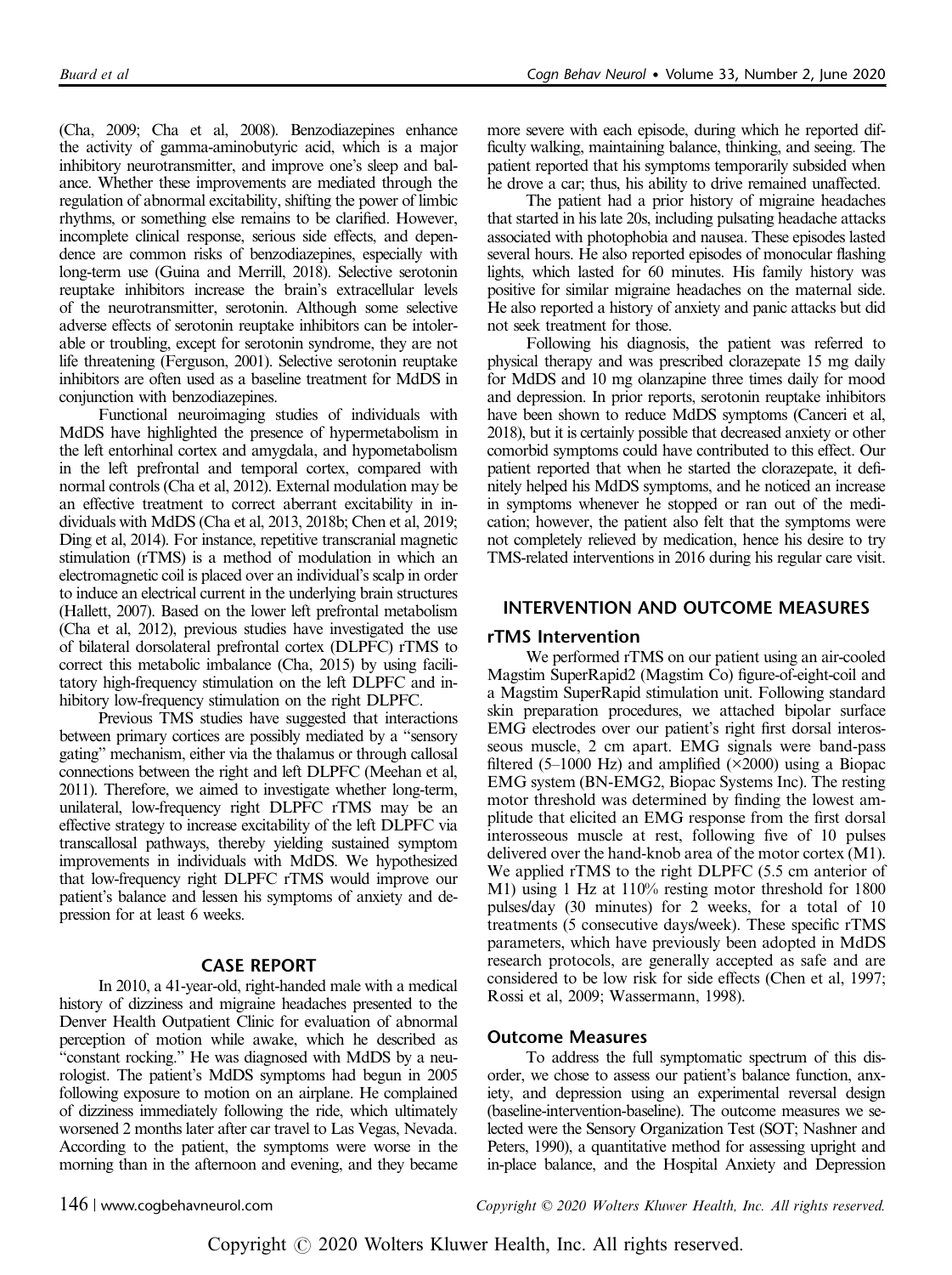(Cha, 2009; Cha et al, 2008). Benzodiazepines enhance the activity of gamma-aminobutyric acid, which is a major inhibitory neurotransmitter, and improve one's sleep and balance. Whether these improvements are mediated through the regulation of abnormal excitability, shifting the power of limbic rhythms, or something else remains to be clarified. However, incomplete clinical response, serious side effects, and dependence are common risks of benzodiazepines, especially with long-term use (Guina and Merrill, 2018). Selective serotonin reuptake inhibitors increase the brain's extracellular levels of the neurotransmitter, serotonin. Although some selective adverse effects of serotonin reuptake inhibitors can be intolerable or troubling, except for serotonin syndrome, they are not life threatening (Ferguson, 2001). Selective serotonin reuptake inhibitors are often used as a baseline treatment for MdDS in conjunction with benzodiazepines.

Functional neuroimaging studies of individuals with MdDS have highlighted the presence of hypermetabolism in the left entorhinal cortex and amygdala, and hypometabolism in the left prefrontal and temporal cortex, compared with normal controls (Cha et al, 2012). External modulation may be an effective treatment to correct aberrant excitability in individuals with MdDS (Cha et al, 2013, 2018b; Chen et al, 2019; Ding et al, 2014). For instance, repetitive transcranial magnetic stimulation (rTMS) is a method of modulation in which an electromagnetic coil is placed over an individual's scalp in order to induce an electrical current in the underlying brain structures (Hallett, 2007). Based on the lower left prefrontal metabolism (Cha et al, 2012), previous studies have investigated the use of bilateral dorsolateral prefrontal cortex (DLPFC) rTMS to correct this metabolic imbalance (Cha, 2015) by using facilitatory high-frequency stimulation on the left DLPFC and inhibitory low-frequency stimulation on the right DLPFC.

Previous TMS studies have suggested that interactions between primary cortices are possibly mediated by a "sensory gating" mechanism, either via the thalamus or through callosal connections between the right and left DLPFC (Meehan et al, 2011). Therefore, we aimed to investigate whether long-term, unilateral, low-frequency right DLPFC rTMS may be an effective strategy to increase excitability of the left DLPFC via transcallosal pathways, thereby yielding sustained symptom improvements in individuals with MdDS. We hypothesized that low-frequency right DLPFC rTMS would improve our patient's balance and lessen his symptoms of anxiety and depression for at least 6 weeks.

## CASE REPORT

In 2010, a 41-year-old, right-handed male with a medical history of dizziness and migraine headaches presented to the Denver Health Outpatient Clinic for evaluation of abnormal perception of motion while awake, which he described as "constant rocking." He was diagnosed with MdDS by a neurologist. The patient's MdDS symptoms had begun in 2005 following exposure to motion on an airplane. He complained of dizziness immediately following the ride, which ultimately worsened 2 months later after car travel to Las Vegas, Nevada. According to the patient, the symptoms were worse in the morning than in the afternoon and evening, and they became more severe with each episode, during which he reported difficulty walking, maintaining balance, thinking, and seeing. The patient reported that his symptoms temporarily subsided when he drove a car; thus, his ability to drive remained unaffected.

The patient had a prior history of migraine headaches that started in his late 20s, including pulsating headache attacks associated with photophobia and nausea. These episodes lasted several hours. He also reported episodes of monocular flashing lights, which lasted for 60 minutes. His family history was positive for similar migraine headaches on the maternal side. He also reported a history of anxiety and panic attacks but did not seek treatment for those.

Following his diagnosis, the patient was referred to physical therapy and was prescribed clorazepate 15 mg daily for MdDS and 10 mg olanzapine three times daily for mood and depression. In prior reports, serotonin reuptake inhibitors have been shown to reduce MdDS symptoms (Canceri et al, 2018), but it is certainly possible that decreased anxiety or other comorbid symptoms could have contributed to this effect. Our patient reported that when he started the clorazepate, it definitely helped his MdDS symptoms, and he noticed an increase in symptoms whenever he stopped or ran out of the medication; however, the patient also felt that the symptoms were not completely relieved by medication, hence his desire to try TMS-related interventions in 2016 during his regular care visit.

## INTERVENTION AND OUTCOME MEASURES

### rTMS Intervention

We performed rTMS on our patient using an air-cooled Magstim SuperRapid2 (Magstim Co) figure-of-eight-coil and a Magstim SuperRapid stimulation unit. Following standard skin preparation procedures, we attached bipolar surface EMG electrodes over our patient's right first dorsal interosseous muscle, 2 cm apart. EMG signals were band-pass filtered (5–1000 Hz) and amplified (×2000) using a Biopac EMG system (BN-EMG2, Biopac Systems Inc). The resting motor threshold was determined by finding the lowest amplitude that elicited an EMG response from the first dorsal interosseous muscle at rest, following five of 10 pulses delivered over the hand-knob area of the motor cortex (M1). We applied rTMS to the right DLPFC (5.5 cm anterior of M1) using 1 Hz at 110% resting motor threshold for 1800 pulses/day (30 minutes) for 2 weeks, for a total of 10 treatments (5 consecutive days/week). These specific rTMS parameters, which have previously been adopted in MdDS research protocols, are generally accepted as safe and are considered to be low risk for side effects (Chen et al, 1997; Rossi et al, 2009; Wassermann, 1998).

### Outcome Measures

To address the full symptomatic spectrum of this disorder, we chose to assess our patient's balance function, anxiety, and depression using an experimental reversal design (baseline-intervention-baseline). The outcome measures we selected were the Sensory Organization Test (SOT; Nashner and Peters, 1990), a quantitative method for assessing upright and in-place balance, and the Hospital Anxiety and Depression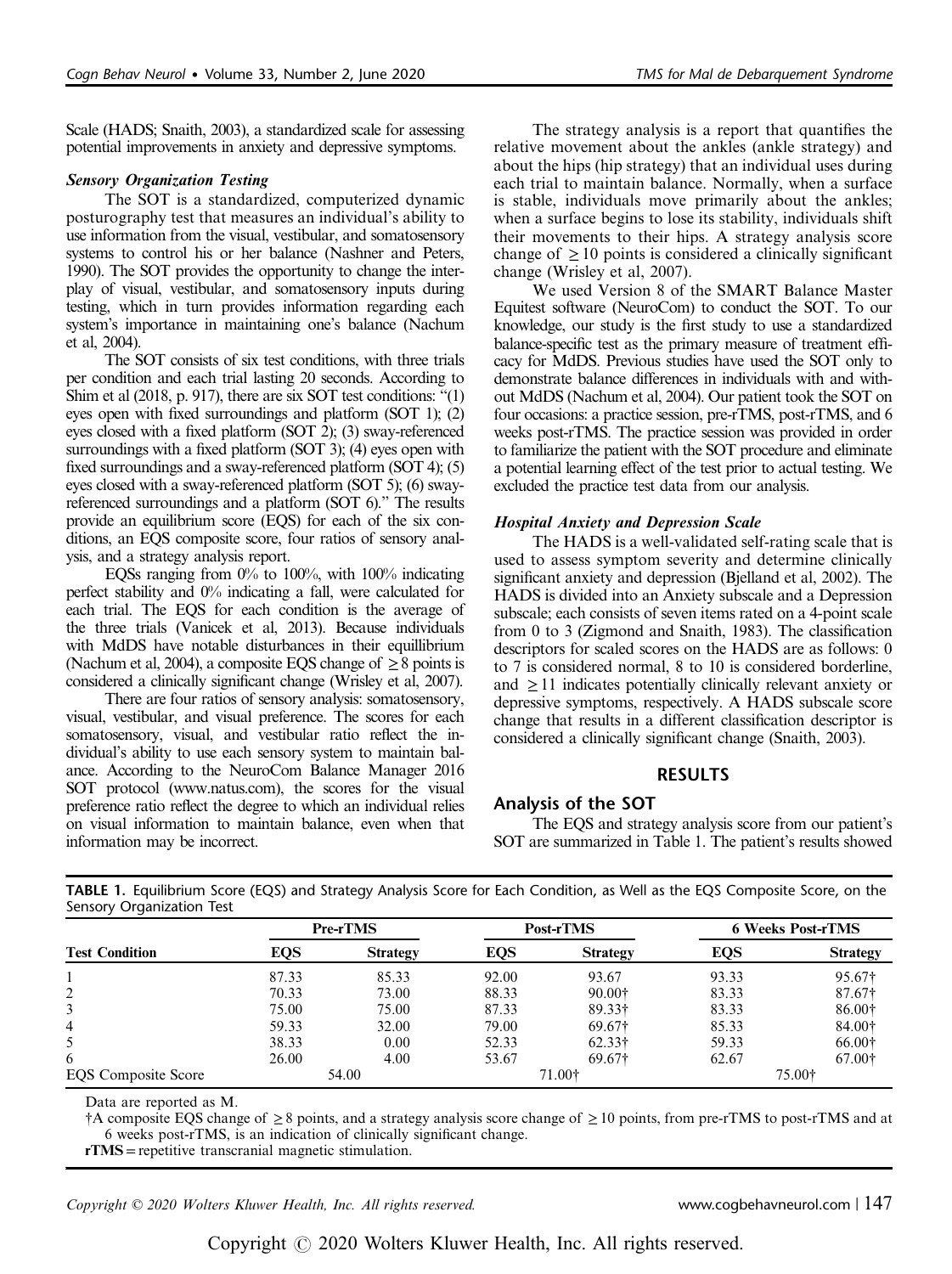Scale (HADS; Snaith, 2003), a standardized scale for assessing potential improvements in anxiety and depressive symptoms.

#### *Sensory Organization Testing*

The SOT is a standardized, computerized dynamic posturography test that measures an individual's ability to use information from the visual, vestibular, and somatosensory systems to control his or her balance (Nashner and Peters, 1990). The SOT provides the opportunity to change the interplay of visual, vestibular, and somatosensory inputs during testing, which in turn provides information regarding each system's importance in maintaining one's balance (Nachum et al, 2004).

The SOT consists of six test conditions, with three trials per condition and each trial lasting 20 seconds. According to Shim et al (2018, p. 917), there are six SOT test conditions: "(1) eyes open with fixed surroundings and platform (SOT 1); (2) eyes closed with a fixed platform (SOT 2); (3) sway-referenced surroundings with a fixed platform (SOT 3); (4) eyes open with fixed surroundings and a sway-referenced platform (SOT 4); (5) eyes closed with a sway-referenced platform (SOT 5); (6) sway-referenced surroundings and a platform (SOT 6)." The results provide an equilibrium score (EQS) for each of the six conditions, an EQS composite score, four ratios of sensory analysis, and a strategy analysis report.

EQSs ranging from 0% to 100%, with 100% indicating perfect stability and 0% indicating a fall, were calculated for each trial. The EQS for each condition is the average of the three trials (Vanicek et al, 2013). Because individuals with MdDS have notable disturbances in their equillibrium (Nachum et al, 2004), a composite EQS change of $\geq 8$ points is considered a clinically significant change (Wrisley et al, 2007).

There are four ratios of sensory analysis: somatosensory, visual, vestibular, and visual preference. The scores for each somatosensory, visual, and vestibular ratio reflect the individual's ability to use each sensory system to maintain balance. According to the NeuroCom Balance Manager 2016 SOT protocol (www.natus.com), the scores for the visual preference ratio reflect the degree to which an individual relies on visual information to maintain balance, even when that information may be incorrect.

The strategy analysis is a report that quantifies the relative movement about the ankles (ankle strategy) and about the hips (hip strategy) that an individual uses during each trial to maintain balance. Normally, when a surface is stable, individuals move primarily about the ankles; when a surface begins to lose its stability, individuals shift their movements to their hips. A strategy analysis score change of $\geq 10$ points is considered a clinically significant change (Wrisley et al, 2007).

We used Version 8 of the SMART Balance Master Equitest software (NeuroCom) to conduct the SOT. To our knowledge, our study is the first study to use a standardized balance-specific test as the primary measure of treatment efficacy for MdDS. Previous studies have used the SOT only to demonstrate balance differences in individuals with and without MdDS (Nachum et al, 2004). Our patient took the SOT on four occasions: a practice session, pre-rTMS, post-rTMS, and 6 weeks post-rTMS. The practice session was provided in order to familiarize the patient with the SOT procedure and eliminate a potential learning effect of the test prior to actual testing. We excluded the practice test data from our analysis.

#### *Hospital Anxiety and Depression Scale*

The HADS is a well-validated self-rating scale that is used to assess symptom severity and determine clinically significant anxiety and depression (Bjelland et al, 2002). The HADS is divided into an Anxiety subscale and a Depression subscale; each consists of seven items rated on a 4-point scale from 0 to 3 (Zigmond and Snaith, 1983). The classification descriptors for scaled scores on the HADS are as follows: 0 to 7 is considered normal, 8 to 10 is considered borderline, and $\geq 11$ indicates potentially clinically relevant anxiety or depressive symptoms, respectively. A HADS subscale score change that results in a different classification descriptor is considered a clinically significant change (Snaith, 2003).

## RESULTS

### Analysis of the SOT

The EQS and strategy analysis score from our patient's SOT are summarized in Table 1. The patient's results showed

**TABLE 1.** Equilibrium Score (EQS) and Strategy Analysis Score for Each Condition, as Well as the EQS Composite Score, on the Sensory Organization Test

| | Pre-rTMS | | Post-rTMS | | 6 Weeks Post-rTMS | |
|---|---|---|---|---|---|---|
| **Test Condition** | **EQS** | **Strategy** | **EQS** | **Strategy** | **EQS** | **Strategy** |
| 1 | 87.33 | 85.33 | 92.00 | 93.67 | 93.33 | 95.67† |
| 2 | 70.33 | 73.00 | 88.33 | 90.00† | 83.33 | 87.67† |
| 3 | 75.00 | 75.00 | 87.33 | 89.33† | 83.33 | 86.00† |
| 4 | 59.33 | 32.00 | 79.00 | 69.67† | 85.33 | 84.00† |
| 5 | 38.33 | 0.00 | 52.33 | 62.33† | 59.33 | 66.00† |
| 6 | 26.00 | 4.00 | 53.67 | 69.67† | 62.67 | 67.00† |
| EQS Composite Score | 54.00 | | 71.00† | | 75.00† | |

Data are reported as M.

†A composite EQS change of $\geq 8$ points, and a strategy analysis score change of $\geq 10$ points, from pre-rTMS to post-rTMS and at 6 weeks post-rTMS, is an indication of clinically significant change.

**rTMS** = repetitive transcranial magnetic stimulation.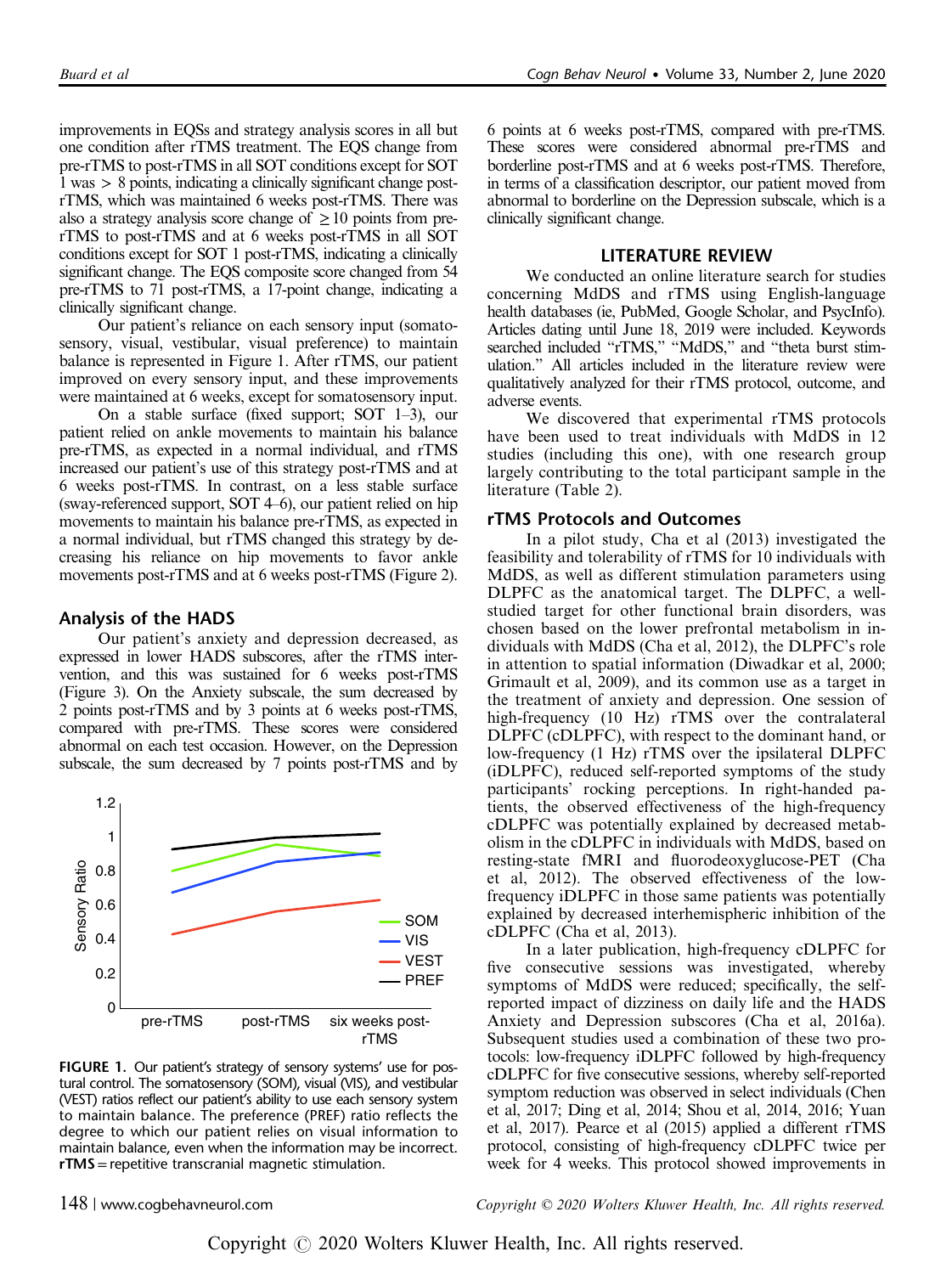improvements in EQSs and strategy analysis scores in all but one condition after rTMS treatment. The EQS change from pre-rTMS to post-rTMS in all SOT conditions except for SOT 1 was > 8 points, indicating a clinically significant change post-rTMS, which was maintained 6 weeks post-rTMS. There was also a strategy analysis score change of ≥ 10 points from pre-rTMS to post-rTMS and at 6 weeks post-rTMS in all SOT conditions except for SOT 1 post-rTMS, indicating a clinically significant change. The EQS composite score changed from 54 pre-rTMS to 71 post-rTMS, a 17-point change, indicating a clinically significant change.

Our patient's reliance on each sensory input (somatosensory, visual, vestibular, visual preference) to maintain balance is represented in Figure 1. After rTMS, our patient improved on every sensory input, and these improvements were maintained at 6 weeks, except for somatosensory input.

On a stable surface (fixed support; SOT 1–3), our patient relied on ankle movements to maintain his balance pre-rTMS, as expected in a normal individual, and rTMS increased our patient's use of this strategy post-rTMS and at 6 weeks post-rTMS. In contrast, on a less stable surface (sway-referenced support, SOT 4–6), our patient relied on hip movements to maintain his balance pre-rTMS, as expected in a normal individual, but rTMS changed this strategy by decreasing his reliance on hip movements to favor ankle movements post-rTMS and at 6 weeks post-rTMS (Figure 2).

### Analysis of the HADS

Our patient's anxiety and depression decreased, as expressed in lower HADS subscores, after the rTMS intervention, and this was sustained for 6 weeks post-rTMS (Figure 3). On the Anxiety subscale, the sum decreased by 2 points post-rTMS and by 3 points at 6 weeks post-rTMS, compared with pre-rTMS. These scores were considered abnormal on each test occasion. However, on the Depression subscale, the sum decreased by 7 points post-rTMS and by 6 points at 6 weeks post-rTMS, compared with pre-rTMS. These scores were considered abnormal pre-rTMS and borderline post-rTMS and at 6 weeks post-rTMS. Therefore, in terms of a classification descriptor, our patient moved from abnormal to borderline on the Depression subscale, which is a clinically significant change.

**FIGURE 1.** Our patient's strategy of sensory systems' use for postural control. The somatosensory (SOM), visual (VIS), and vestibular (VEST) ratios reflect our patient's ability to use each sensory system to maintain balance. The preference (PREF) ratio reflects the degree to which our patient relies on visual information to maintain balance, even when the information may be incorrect. **rTMS** = repetitive transcranial magnetic stimulation.

## LITERATURE REVIEW

We conducted an online literature search for studies concerning MdDS and rTMS using English-language health databases (ie, PubMed, Google Scholar, and PsycInfo). Articles dating until June 18, 2019 were included. Keywords searched included "rTMS," "MdDS," and "theta burst stimulation." All articles included in the literature review were qualitatively analyzed for their rTMS protocol, outcome, and adverse events.

We discovered that experimental rTMS protocols have been used to treat individuals with MdDS in 12 studies (including this one), with one research group largely contributing to the total participant sample in the literature (Table 2).

### rTMS Protocols and Outcomes

In a pilot study, Cha et al (2013) investigated the feasibility and tolerability of rTMS for 10 individuals with MdDS, as well as different stimulation parameters using DLPFC as the anatomical target. The DLPFC, a well-studied target for other functional brain disorders, was chosen based on the lower prefrontal metabolism in individuals with MdDS (Cha et al, 2012), the DLPFC's role in attention to spatial information (Diwadkar et al, 2000; Grimault et al, 2009), and its common use as a target in the treatment of anxiety and depression. One session of high-frequency (10 Hz) rTMS over the contralateral DLPFC (cDLPFC), with respect to the dominant hand, or low-frequency (1 Hz) rTMS over the ipsilateral DLPFC (iDLPFC), reduced self-reported symptoms of the study participants' rocking perceptions. In right-handed patients, the observed effectiveness of the high-frequency cDLPFC was potentially explained by decreased metabolism in the cDLPFC in individuals with MdDS, based on resting-state fMRI and fluorodeoxyglucose-PET (Cha et al, 2012). The observed effectiveness of the low-frequency iDLPFC in those same patients was potentially explained by decreased interhemispheric inhibition of the cDLPFC (Cha et al, 2013).

In a later publication, high-frequency cDLPFC for five consecutive sessions was investigated, whereby symptoms of MdDS were reduced; specifically, the self-reported impact of dizziness on daily life and the HADS Anxiety and Depression subscores (Cha et al, 2016a). Subsequent studies used a combination of these two protocols: low-frequency iDLPFC followed by high-frequency cDLPFC for five consecutive sessions, whereby self-reported symptom reduction was observed in select individuals (Chen et al, 2017; Ding et al, 2014; Shou et al, 2014, 2016; Yuan et al, 2017). Pearce et al (2015) applied a different rTMS protocol, consisting of high-frequency cDLPFC twice per week for 4 weeks. This protocol showed improvements in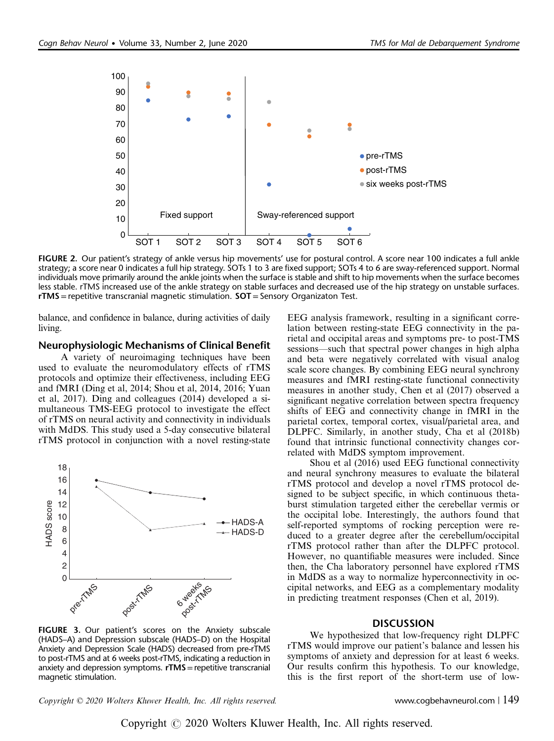FIGURE 2. Our patient's strategy of ankle versus hip movements' use for postural control. A score near 100 indicates a full ankle strategy; a score near 0 indicates a full hip strategy. SOTs 1 to 3 are fixed support; SOTs 4 to 6 are sway-referenced support. Normal individuals move primarily around the ankle joints when the surface is stable and shift to hip movements when the surface becomes less stable. rTMS increased use of the ankle strategy on stable surfaces and decreased use of the hip strategy on unstable surfaces. **rTMS** = repetitive transcranial magnetic stimulation. **SOT** = Sensory Organizaton Test.

balance, and confidence in balance, during activities of daily living.

## Neurophysiologic Mechanisms of Clinical Benefit

A variety of neuroimaging techniques have been used to evaluate the neuromodulatory effects of rTMS protocols and optimize their effectiveness, including EEG and fMRI (Ding et al, 2014; Shou et al, 2014, 2016; Yuan et al, 2017). Ding and colleagues (2014) developed a simultaneous TMS-EEG protocol to investigate the effect of rTMS on neural activity and connectivity in individuals with MdDS. This study used a 5-day consecutive bilateral rTMS protocol in conjunction with a novel resting-state EEG analysis framework, resulting in a significant correlation between resting-state EEG connectivity in the parietal and occipital areas and symptoms pre- to post-TMS sessions—such that spectral power changes in high alpha and beta were negatively correlated with visual analog scale score changes. By combining EEG neural synchrony measures and fMRI resting-state functional connectivity measures in another study, Chen et al (2017) observed a significant negative correlation between spectra frequency shifts of EEG and connectivity change in fMRI in the parietal cortex, temporal cortex, visual/parietal area, and DLPFC. Similarly, in another study, Cha et al (2018b) found that intrinsic functional connectivity changes correlated with MdDS symptom improvement.

Shou et al (2016) used EEG functional connectivity and neural synchrony measures to evaluate the bilateral rTMS protocol and develop a novel rTMS protocol designed to be subject specific, in which continuous theta-burst stimulation targeted either the cerebellar vermis or the occipital lobe. Interestingly, the authors found that self-reported symptoms of rocking perception were reduced to a greater degree after the cerebellum/occipital rTMS protocol rather than after the DLPFC protocol. However, no quantifiable measures were included. Since then, the Cha laboratory personnel have explored rTMS in MdDS as a way to normalize hyperconnectivity in occipital networks, and EEG as a complementary modality in predicting treatment responses (Chen et al, 2019).

FIGURE 3. Our patient's scores on the Anxiety subscale (HADS–A) and Depression subscale (HADS–D) on the Hospital Anxiety and Depression Scale (HADS) decreased from pre-rTMS to post-rTMS and at 6 weeks post-rTMS, indicating a reduction in anxiety and depression symptoms. **rTMS** = repetitive transcranial magnetic stimulation.

## DISCUSSION

We hypothesized that low-frequency right DLPFC rTMS would improve our patient's balance and lessen his symptoms of anxiety and depression for at least 6 weeks. Our results confirm this hypothesis. To our knowledge, this is the first report of the short-term use of low-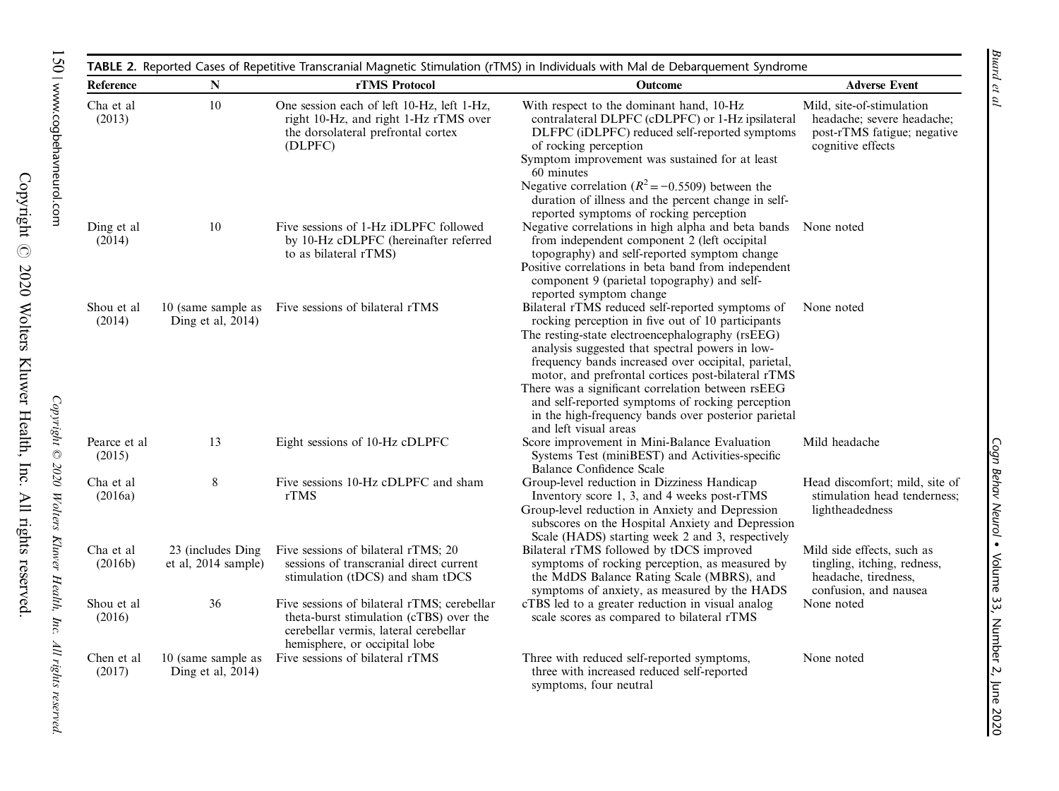**TABLE 2.** Reported Cases of Repetitive Transcranial Magnetic Stimulation (rTMS) in Individuals with Mal de Debarquement Syndrome

| Reference | N | rTMS Protocol | Outcome | Adverse Event |
|---|---|---|---|---|
| Cha et al (2013) | 10 | One session each of left 10-Hz, left 1-Hz, right 10-Hz, and right 1-Hz rTMS over the dorsolateral prefrontal cortex (DLPFC) | With respect to the dominant hand, 10-Hz contralateral DLPFC (cDLPFC) or 1-Hz ipsilateral DLFPC (iDLPFC) reduced self-reported symptoms of rocking perception<br>Symptom improvement was sustained for at least 60 minutes<br>Negative correlation ($R^2 = -0.5509$) between the duration of illness and the percent change in self-reported symptoms of rocking perception | Mild, site-of-stimulation headache; severe headache; post-rTMS fatigue; negative cognitive effects |
| Ding et al (2014) | 10 | Five sessions of 1-Hz iDLPFC followed by 10-Hz cDLPFC (hereinafter referred to as bilateral rTMS) | Negative correlations in high alpha and beta bands from independent component 2 (left occipital topography) and self-reported symptom change<br>Positive correlations in beta band from independent component 9 (parietal topography) and self-reported symptom change | None noted |
| Shou et al (2014) | 10 (same sample as Ding et al, 2014) | Five sessions of bilateral rTMS | Bilateral rTMS reduced self-reported symptoms of rocking perception in five out of 10 participants<br>The resting-state electroencephalography (rsEEG) analysis suggested that spectral powers in low-frequency bands increased over occipital, parietal, motor, and prefrontal cortices post-bilateral rTMS<br>There was a significant correlation between rsEEG and self-reported symptoms of rocking perception in the high-frequency bands over posterior parietal and left visual areas | None noted |
| Pearce et al (2015) | 13 | Eight sessions of 10-Hz cDLPFC | Score improvement in Mini-Balance Evaluation Systems Test (miniBEST) and Activities-specific Balance Confidence Scale | Mild headache |
| Cha et al (2016a) | 8 | Five sessions 10-Hz cDLPFC and sham rTMS | Group-level reduction in Dizziness Handicap Inventory score 1, 3, and 4 weeks post-rTMS<br>Group-level reduction in Anxiety and Depression subscores on the Hospital Anxiety and Depression Scale (HADS) starting week 2 and 3, respectively | Head discomfort; mild, site of stimulation head tenderness; lightheadedness |
| Cha et al (2016b) | 23 (includes Ding et al, 2014 sample) | Five sessions of bilateral rTMS; 20 sessions of transcranial direct current stimulation (tDCS) and sham tDCS | Bilateral rTMS followed by tDCS improved symptoms of rocking perception, as measured by the MdDS Balance Rating Scale (MBRS), and symptoms of anxiety, as measured by the HADS | Mild side effects, such as tingling, itching, redness, headache, tiredness, confusion, and nausea |
| Shou et al (2016) | 36 | Five sessions of bilateral rTMS; cerebellar theta-burst stimulation (cTBS) over the cerebellar vermis, lateral cerebellar hemisphere, or occipital lobe | cTBS led to a greater reduction in visual analog scale scores as compared to bilateral rTMS | None noted |
| Chen et al (2017) | 10 (same sample as Ding et al, 2014) | Five sessions of bilateral rTMS | Three with reduced self-reported symptoms, three with increased reduced self-reported symptoms, four neutral | None noted |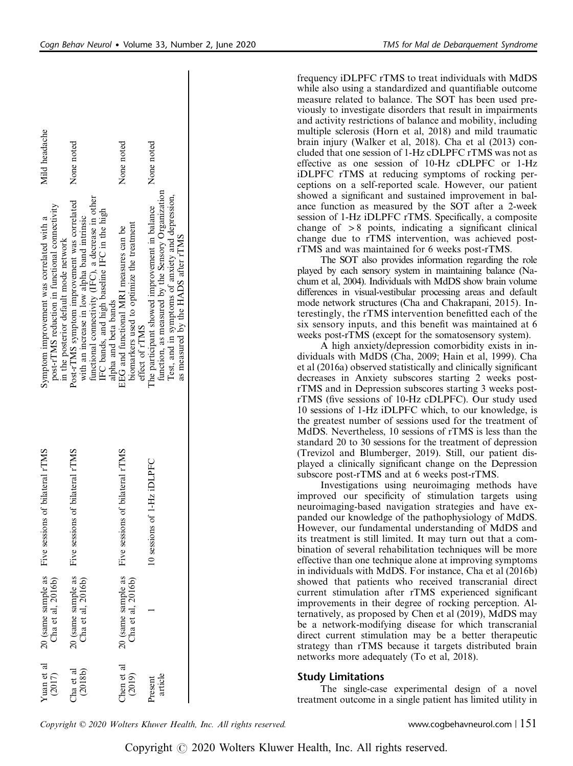| Yuan et al (2017) | 20 (same sample as Cha et al, 2016b) | Five sessions of bilateral rTMS | Symptom improvement was correlated with a post-rTMS reduction in functional connectivity in the posterior default mode network | Mild headache |
|---|---|---|---|---|
| Cha et al (2018b) | 20 (same sample as Cha et al, 2016b) | Five sessions of bilateral rTMS | Post-rTMS symptom improvement was correlated with an increase in low alpha band intrinsic functional connectivity (IFC), a decrease in other IFC bands, and high baseline IFC in the high alpha and beta bands | None noted |
| Chen et al (2019) | 20 (same sample as Cha et al, 2016b) | Five sessions of bilateral rTMS | EEG and functional MRI measures can be biomarkers used to optimize the treatment effect of rTMS | None noted |
| Present article | 1 | 10 sessions of 1-Hz iDLPFC | The participant showed improvement in balance function, as measured by the Sensory Organization Test, and in symptoms of anxiety and depression, as measured by the HADS after rTMS | None noted |

frequency iDLPFC rTMS to treat individuals with MdDS while also using a standardized and quantifiable outcome measure related to balance. The SOT has been used previously to investigate disorders that result in impairments and activity restrictions of balance and mobility, including multiple sclerosis (Horn et al, 2018) and mild traumatic brain injury (Walker et al, 2018). Cha et al (2013) concluded that one session of 1-Hz cDLPFC rTMS was not as effective as one session of 10-Hz cDLPFC or 1-Hz iDLPFC rTMS at reducing symptoms of rocking perceptions on a self-reported scale. However, our patient showed a significant and sustained improvement in balance function as measured by the SOT after a 2-week session of 1-Hz iDLPFC rTMS. Specifically, a composite change of >8 points, indicating a significant clinical change due to rTMS intervention, was achieved post-rTMS and was maintained for 6 weeks post-rTMS.

The SOT also provides information regarding the role played by each sensory system in maintaining balance (Nachum et al, 2004). Individuals with MdDS show brain volume differences in visual-vestibular processing areas and default mode network structures (Cha and Chakrapani, 2015). Interestingly, the rTMS intervention benefitted each of the six sensory inputs, and this benefit was maintained at 6 weeks post-rTMS (except for the somatosensory system).

A high anxiety/depression comorbidity exists in individuals with MdDS (Cha, 2009; Hain et al, 1999). Cha et al (2016a) observed statistically and clinically significant decreases in Anxiety subscores starting 2 weeks post-rTMS and in Depression subscores starting 3 weeks post-rTMS (five sessions of 10-Hz cDLPFC). Our study used 10 sessions of 1-Hz iDLPFC which, to our knowledge, is the greatest number of sessions used for the treatment of MdDS. Nevertheless, 10 sessions of rTMS is less than the standard 20 to 30 sessions for the treatment of depression (Trevizol and Blumberger, 2019). Still, our patient displayed a clinically significant change on the Depression subscore post-rTMS and at 6 weeks post-rTMS.

Investigations using neuroimaging methods have improved our specificity of stimulation targets using neuroimaging-based navigation strategies and have expanded our knowledge of the pathophysiology of MdDS. However, our fundamental understanding of MdDS and its treatment is still limited. It may turn out that a combination of several rehabilitation techniques will be more effective than one technique alone at improving symptoms in individuals with MdDS. For instance, Cha et al (2016b) showed that patients who received transcranial direct current stimulation after rTMS experienced significant improvements in their degree of rocking perception. Alternatively, as proposed by Chen et al (2019), MdDS may be a network-modifying disease for which transcranial direct current stimulation may be a better therapeutic strategy than rTMS because it targets distributed brain networks more adequately (To et al, 2018).

## Study Limitations

The single-case experimental design of a novel treatment outcome in a single patient has limited utility in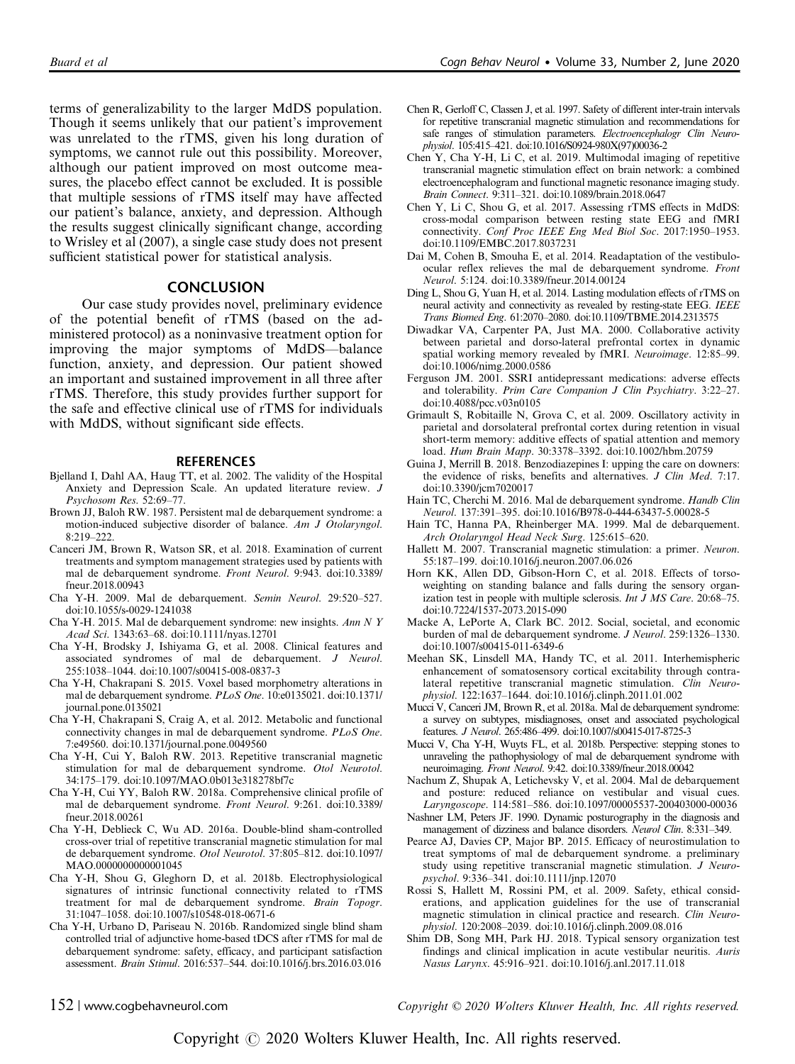terms of generalizability to the larger MdDS population. Though it seems unlikely that our patient's improvement was unrelated to the rTMS, given his long duration of symptoms, we cannot rule out this possibility. Moreover, although our patient improved on most outcome measures, the placebo effect cannot be excluded. It is possible that multiple sessions of rTMS itself may have affected our patient's balance, anxiety, and depression. Although the results suggest clinically significant change, according to Wrisley et al (2007), a single case study does not present sufficient statistical power for statistical analysis.

## CONCLUSION

Our case study provides novel, preliminary evidence of the potential benefit of rTMS (based on the administered protocol) as a noninvasive treatment option for improving the major symptoms of MdDS—balance function, anxiety, and depression. Our patient showed an important and sustained improvement in all three after rTMS. Therefore, this study provides further support for the safe and effective clinical use of rTMS for individuals with MdDS, without significant side effects.

## REFERENCES

Bjelland I, Dahl AA, Haug TT, et al. 2002. The validity of the Hospital Anxiety and Depression Scale. An updated literature review. *J Psychosom Res*. 52:69–77.

Brown JJ, Baloh RW. 1987. Persistent mal de debarquement syndrome: a motion-induced subjective disorder of balance. *Am J Otolaryngol*. 8:219–222.

Canceri JM, Brown R, Watson SR, et al. 2018. Examination of current treatments and symptom management strategies used by patients with mal de debarquement syndrome. *Front Neurol*. 9:943. doi:10.3389/fneur.2018.00943

Cha Y-H. 2009. Mal de debarquement. *Semin Neurol*. 29:520–527. doi:10.1055/s-0029-1241038

Cha Y-H. 2015. Mal de debarquement syndrome: new insights. *Ann N Y Acad Sci*. 1343:63–68. doi:10.1111/nyas.12701

Cha Y-H, Brodsky J, Ishiyama G, et al. 2008. Clinical features and associated syndromes of mal de debarquement. *J Neurol*. 255:1038–1044. doi:10.1007/s00415-008-0837-3

Cha Y-H, Chakrapani S. 2015. Voxel based morphometry alterations in mal de debarquement syndrome. *PLoS One*. 10:e0135021. doi:10.1371/journal.pone.0135021

Cha Y-H, Chakrapani S, Craig A, et al. 2012. Metabolic and functional connectivity changes in mal de debarquement syndrome. *PLoS One*. 7:e49560. doi:10.1371/journal.pone.0049560

Cha Y-H, Cui Y, Baloh RW. 2013. Repetitive transcranial magnetic stimulation for mal de debarquement syndrome. *Otol Neurotol*. 34:175–179. doi:10.1097/MAO.0b013e318278bf7c

Cha Y-H, Cui YY, Baloh RW. 2018a. Comprehensive clinical profile of mal de debarquement syndrome. *Front Neurol*. 9:261. doi:10.3389/fneur.2018.00261

Cha Y-H, Deblieck C, Wu AD. 2016a. Double-blind sham-controlled cross-over trial of repetitive transcranial magnetic stimulation for mal de debarquement syndrome. *Otol Neurotol*. 37:805–812. doi:10.1097/MAO.0000000000001045

Cha Y-H, Shou G, Gleghorn D, et al. 2018b. Electrophysiological signatures of intrinsic functional connectivity related to rTMS treatment for mal de debarquement syndrome. *Brain Topogr*. 31:1047–1058. doi:10.1007/s10548-018-0671-6

Cha Y-H, Urbano D, Pariseau N. 2016b. Randomized single blind sham controlled trial of adjunctive home-based tDCS after rTMS for mal de debarquement syndrome: safety, efficacy, and participant satisfaction assessment. *Brain Stimul*. 2016:537–544. doi:10.1016/j.brs.2016.03.016

Chen R, Gerloff C, Classen J, et al. 1997. Safety of different inter-train intervals for repetitive transcranial magnetic stimulation and recommendations for safe ranges of stimulation parameters. *Electroencephalogr Clin Neurophysiol*. 105:415–421. doi:10.1016/S0924-980X(97)00036-2

Chen Y, Cha Y-H, Li C, et al. 2019. Multimodal imaging of repetitive transcranial magnetic stimulation effect on brain network: a combined electroencephalogram and functional magnetic resonance imaging study. *Brain Connect*. 9:311–321. doi:10.1089/brain.2018.0647

Chen Y, Li C, Shou G, et al. 2017. Assessing rTMS effects in MdDS: cross-modal comparison between resting state EEG and fMRI connectivity. *Conf Proc IEEE Eng Med Biol Soc*. 2017:1950–1953. doi:10.1109/EMBC.2017.8037231

Dai M, Cohen B, Smouha E, et al. 2014. Readaptation of the vestibulo-ocular reflex relieves the mal de debarquement syndrome. *Front Neurol*. 5:124. doi:10.3389/fneur.2014.00124

Ding L, Shou G, Yuan H, et al. 2014. Lasting modulation effects of rTMS on neural activity and connectivity as revealed by resting-state EEG. *IEEE Trans Biomed Eng*. 61:2070–2080. doi:10.1109/TBME.2014.2313575

Diwadkar VA, Carpenter PA, Just MA. 2000. Collaborative activity between parietal and dorso-lateral prefrontal cortex in dynamic spatial working memory revealed by fMRI. *Neuroimage*. 12:85–99. doi:10.1006/nimg.2000.0586

Ferguson JM. 2001. SSRI antidepressant medications: adverse effects and tolerability. *Prim Care Companion J Clin Psychiatry*. 3:22–27. doi:10.4088/pcc.v03n0105

Grimault S, Robitaille N, Grova C, et al. 2009. Oscillatory activity in parietal and dorsolateral prefrontal cortex during retention in visual short-term memory: additive effects of spatial attention and memory load. *Hum Brain Mapp*. 30:3378–3392. doi:10.1002/hbm.20759

Guina J, Merrill B. 2018. Benzodiazepines I: upping the care on downers: the evidence of risks, benefits and alternatives. *J Clin Med*. 7:17. doi:10.3390/jcm7020017

Hain TC, Cherchi M. 2016. Mal de debarquement syndrome. *Handb Clin Neurol*. 137:391–395. doi:10.1016/B978-0-444-63437-5.00028-5

Hain TC, Hanna PA, Rheinberger MA. 1999. Mal de debarquement. *Arch Otolaryngol Head Neck Surg*. 125:615–620.

Hallett M. 2007. Transcranial magnetic stimulation: a primer. *Neuron*. 55:187–199. doi:10.1016/j.neuron.2007.06.026

Horn KK, Allen DD, Gibson-Horn C, et al. 2018. Effects of torso-weighting on standing balance and falls during the sensory organization test in people with multiple sclerosis. *Int J MS Care*. 20:68–75. doi:10.7224/1537-2073.2015-090

Macke A, LePorte A, Clark BC. 2012. Social, societal, and economic burden of mal de debarquement syndrome. *J Neurol*. 259:1326–1330. doi:10.1007/s00415-011-6349-6

Meehan SK, Linsdell MA, Handy TC, et al. 2011. Interhemispheric enhancement of somatosensory cortical excitability through contralateral repetitive transcranial magnetic stimulation. *Clin Neurophysiol*. 122:1637–1644. doi:10.1016/j.clinph.2011.01.002

Mucci V, Canceri JM, Brown R, et al. 2018a. Mal de debarquement syndrome: a survey on subtypes, misdiagnoses, onset and associated psychological features. *J Neurol*. 265:486–499. doi:10.1007/s00415-017-8725-3

Mucci V, Cha Y-H, Wuyts FL, et al. 2018b. Perspective: stepping stones to unraveling the pathophysiology of mal de debarquement syndrome with neuroimaging. *Front Neurol*. 9:42. doi:10.3389/fneur.2018.00042

Nachum Z, Shupak A, Letichevsky V, et al. 2004. Mal de debarquement and posture: reduced reliance on vestibular and visual cues. *Laryngoscope*. 114:581–586. doi:10.1097/00005537-200403000-00036

Nashner LM, Peters JF. 1990. Dynamic posturography in the diagnosis and management of dizziness and balance disorders. *Neurol Clin*. 8:331–349.

Pearce AJ, Davies CP, Major BP. 2015. Efficacy of neurostimulation to treat symptoms of mal de debarquement syndrome. a preliminary study using repetitive transcranial magnetic stimulation. *J Neuropsychol*. 9:336–341. doi:10.1111/jnp.12070

Rossi S, Hallett M, Rossini PM, et al. 2009. Safety, ethical considerations, and application guidelines for the use of transcranial magnetic stimulation in clinical practice and research. *Clin Neurophysiol*. 120:2008–2039. doi:10.1016/j.clinph.2009.08.016

Shim DB, Song MH, Park HJ. 2018. Typical sensory organization test findings and clinical implication in acute vestibular neuritis. *Auris Nasus Larynx*. 45:916–921. doi:10.1016/j.anl.2017.11.018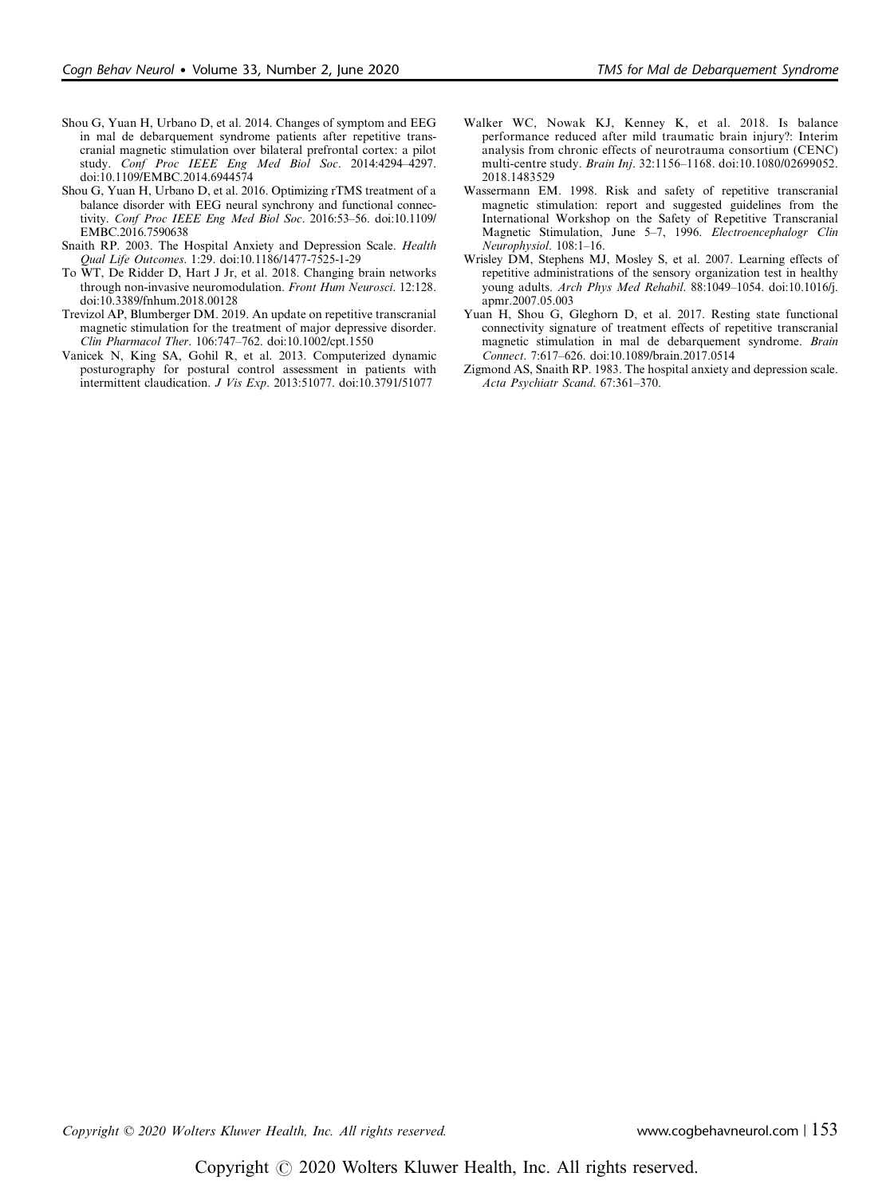Shou G, Yuan H, Urbano D, et al. 2014. Changes of symptom and EEG in mal de debarquement syndrome patients after repetitive transcranial magnetic stimulation over bilateral prefrontal cortex: a pilot study. *Conf Proc IEEE Eng Med Biol Soc*. 2014:4294–4297. doi:10.1109/EMBC.2014.6944574

Shou G, Yuan H, Urbano D, et al. 2016. Optimizing rTMS treatment of a balance disorder with EEG neural synchrony and functional connectivity. *Conf Proc IEEE Eng Med Biol Soc*. 2016:53–56. doi:10.1109/EMBC.2016.7590638

Snaith RP. 2003. The Hospital Anxiety and Depression Scale. *Health Qual Life Outcomes*. 1:29. doi:10.1186/1477-7525-1-29

To WT, De Ridder D, Hart J Jr, et al. 2018. Changing brain networks through non-invasive neuromodulation. *Front Hum Neurosci*. 12:128. doi:10.3389/fnhum.2018.00128

Trevizol AP, Blumberger DM. 2019. An update on repetitive transcranial magnetic stimulation for the treatment of major depressive disorder. *Clin Pharmacol Ther*. 106:747–762. doi:10.1002/cpt.1550

Vanicek N, King SA, Gohil R, et al. 2013. Computerized dynamic posturography for postural control assessment in patients with intermittent claudication. *J Vis Exp*. 2013:51077. doi:10.3791/51077

Walker WC, Nowak KJ, Kenney K, et al. 2018. Is balance performance reduced after mild traumatic brain injury?: Interim analysis from chronic effects of neurotrauma consortium (CENC) multi-centre study. *Brain Inj*. 32:1156–1168. doi:10.1080/02699052.2018.1483529

Wassermann EM. 1998. Risk and safety of repetitive transcranial magnetic stimulation: report and suggested guidelines from the International Workshop on the Safety of Repetitive Transcranial Magnetic Stimulation, June 5–7, 1996. *Electroencephalogr Clin Neurophysiol*. 108:1–16.

Wrisley DM, Stephens MJ, Mosley S, et al. 2007. Learning effects of repetitive administrations of the sensory organization test in healthy young adults. *Arch Phys Med Rehabil*. 88:1049–1054. doi:10.1016/j.apmr.2007.05.003

Yuan H, Shou G, Gleghorn D, et al. 2017. Resting state functional connectivity signature of treatment effects of repetitive transcranial magnetic stimulation in mal de debarquement syndrome. *Brain Connect*. 7:617–626. doi:10.1089/brain.2017.0514

Zigmond AS, Snaith RP. 1983. The hospital anxiety and depression scale. *Acta Psychiatr Scand*. 67:361–370.